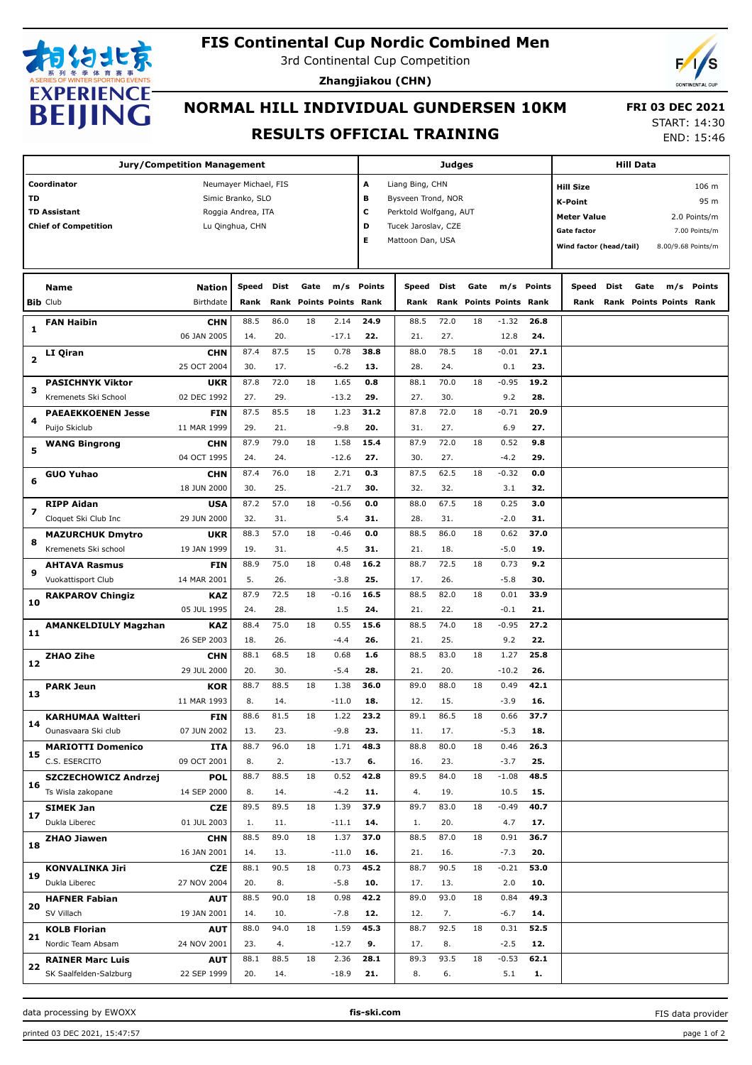# FIS Continental Cup Nordic Combined Men

3rd Continental Cup Competition

**Zhangjiakou (CHN)**

## NORMAL HILL INDIVIDUAL GUNDERSEN 10KM

## RESULTS OFFICIAL TRAINING

**FRI 03 DEC 2021**

START: 14:30

END: 15:46

| Jury/Competition Management | | Judges | | Hill Data | |
|---|---|---|---|---|---|
| **Coordinator** | Neumayer Michael, FIS | A | Liang Bing, CHN | **Hill Size** | 106 m |
| **TD** | Simic Branko, SLO | B | Bysveen Trond, NOR | **K-Point** | 95 m |
| **TD Assistant** | Roggia Andrea, ITA | C | Perktold Wolfgang, AUT | **Meter Value** | 2.0 Points/m |
| **Chief of Competition** | Lu Qinghua, CHN | D | Tucek Jaroslav, CZE | **Gate factor** | 7.00 Points/m |
| | | E | Mattoon Dan, USA | **Wind factor (head/tail)** | 8.00/9.68 Points/m |

| Bib | Name / Club | Nation / Birthdate | Speed / Rank | Dist / Rank | Gate / Points | m/s / Points | Points / Rank | Speed / Rank | Dist / Rank | Gate / Points | m/s / Points | Points / Rank | Speed / Rank | Dist / Rank | Gate / Points | m/s / Points | Points / Rank |
|---|---|---|---|---|---|---|---|---|---|---|---|---|---|---|---|---|---|
| 1 | **FAN Haibin** | **CHN** / 06 JAN 2005 | 88.5 / 14. | 86.0 / 20. | 18 | 2.14 / -17.1 | **24.9** / **22.** | 88.5 / 21. | 72.0 / 27. | 18 | -1.32 / 12.8 | **26.8** / **24.** | | | | | |
| 2 | **LI Qiran** | **CHN** / 25 OCT 2004 | 87.4 / 30. | 87.5 / 17. | 15 | 0.78 / -6.2 | **38.8** / **13.** | 88.0 / 28. | 78.5 / 24. | 18 | -0.01 / 0.1 | **27.1** / **23.** | | | | | |
| 3 | **PASICHNYK Viktor** / Kremenets Ski School | **UKR** / 02 DEC 1992 | 87.8 / 27. | 72.0 / 29. | 18 | 1.65 / -13.2 | **0.8** / **29.** | 88.1 / 27. | 70.0 / 30. | 18 | -0.95 / 9.2 | **19.2** / **28.** | | | | | |
| 4 | **PAEAEKKOENEN Jesse** / Puijo Skiclub | **FIN** / 11 MAR 1999 | 87.5 / 29. | 85.5 / 21. | 18 | 1.23 / -9.8 | **31.2** / **20.** | 87.8 / 31. | 72.0 / 27. | 18 | -0.71 / 6.9 | **20.9** / **27.** | | | | | |
| 5 | **WANG Bingrong** | **CHN** / 04 OCT 1995 | 87.9 / 24. | 79.0 / 24. | 18 | 1.58 / -12.6 | **15.4** / **27.** | 87.9 / 30. | 72.0 / 27. | 18 | 0.52 / -4.2 | **9.8** / **29.** | | | | | |
| 6 | **GUO Yuhao** | **CHN** / 18 JUN 2000 | 87.4 / 30. | 76.0 / 25. | 18 | 2.71 / -21.7 | **0.3** / **30.** | 87.5 / 32. | 62.5 / 32. | 18 | -0.32 / 3.1 | **0.0** / **32.** | | | | | |
| 7 | **RIPP Aidan** / Cloquet Ski Club Inc | **USA** / 29 JUN 2000 | 87.2 / 32. | 57.0 / 31. | 18 | -0.56 / 5.4 | **0.0** / **31.** | 88.0 / 28. | 67.5 / 31. | 18 | 0.25 / -2.0 | **3.0** / **31.** | | | | | |
| 8 | **MAZURCHUK Dmytro** / Kremenets Ski school | **UKR** / 19 JAN 1999 | 88.3 / 19. | 57.0 / 31. | 18 | -0.46 / 4.5 | **0.0** / **31.** | 88.5 / 21. | 86.0 / 18. | 18 | 0.62 / -5.0 | **37.0** / **19.** | | | | | |
| 9 | **AHTAVA Rasmus** / Vuokattisport Club | **FIN** / 14 MAR 2001 | 88.9 / 5. | 75.0 / 26. | 18 | 0.48 / -3.8 | **16.2** / **25.** | 88.7 / 17. | 72.5 / 26. | 18 | 0.73 / -5.8 | **9.2** / **30.** | | | | | |
| 10 | **RAKPAROV Chingiz** | **KAZ** / 05 JUL 1995 | 87.9 / 24. | 72.5 / 28. | 18 | -0.16 / 1.5 | **16.5** / **24.** | 88.5 / 21. | 82.0 / 22. | 18 | 0.01 / -0.1 | **33.9** / **21.** | | | | | |
| 11 | **AMANKELDIULY Magzhan** | **KAZ** / 26 SEP 2003 | 88.4 / 18. | 75.0 / 26. | 18 | 0.55 / -4.4 | **15.6** / **26.** | 88.5 / 21. | 74.0 / 25. | 18 | -0.95 / 9.2 | **27.2** / **22.** | | | | | |
| 12 | **ZHAO Zihe** | **CHN** / 29 JUL 2000 | 88.1 / 20. | 68.5 / 30. | 18 | 0.68 / -5.4 | **1.6** / **28.** | 88.5 / 21. | 83.0 / 20. | 18 | 1.27 / -10.2 | **25.8** / **26.** | | | | | |
| 13 | **PARK Jeun** | **KOR** / 11 MAR 1993 | 88.7 / 8. | 88.5 / 14. | 18 | 1.38 / -11.0 | **36.0** / **18.** | 89.0 / 12. | 88.0 / 15. | 18 | 0.49 / -3.9 | **42.1** / **16.** | | | | | |
| 14 | **KARHUMAA Waltteri** / Ounasvaara Ski club | **FIN** / 07 JUN 2002 | 88.6 / 13. | 81.5 / 23. | 18 | 1.22 / -9.8 | **23.2** / **23.** | 89.1 / 11. | 86.5 / 17. | 18 | 0.66 / -5.3 | **37.7** / **18.** | | | | | |
| 15 | **MARIOTTI Domenico** / C.S. ESERCITO | **ITA** / 09 OCT 2001 | 88.7 / 8. | 96.0 / 2. | 18 | 1.71 / -13.7 | **48.3** / **6.** | 88.8 / 16. | 80.0 / 23. | 18 | 0.46 / -3.7 | **26.3** / **25.** | | | | | |
| 16 | **SZCZECHOWICZ Andrzej** / Ts Wisla zakopane | **POL** / 14 SEP 2000 | 88.7 / 8. | 88.5 / 14. | 18 | 0.52 / -4.2 | **42.8** / **11.** | 89.5 / 4. | 84.0 / 19. | 18 | -1.08 / 10.5 | **48.5** / **15.** | | | | | |
| 17 | **SIMEK Jan** / Dukla Liberec | **CZE** / 01 JUL 2003 | 89.5 / 1. | 89.5 / 11. | 18 | 1.39 / -11.1 | **37.9** / **14.** | 89.7 / 1. | 83.0 / 20. | 18 | -0.49 / 4.7 | **40.7** / **17.** | | | | | |
| 18 | **ZHAO Jiawen** | **CHN** / 16 JAN 2001 | 88.5 / 14. | 89.0 / 13. | 18 | 1.37 / -11.0 | **37.0** / **16.** | 88.5 / 21. | 87.0 / 16. | 18 | 0.91 / -7.3 | **36.7** / **20.** | | | | | |
| 19 | **KONVALINKA Jiri** / Dukla Liberec | **CZE** / 27 NOV 2004 | 88.1 / 20. | 90.5 / 8. | 18 | 0.73 / -5.8 | **45.2** / **10.** | 88.7 / 17. | 90.5 / 13. | 18 | -0.21 / 2.0 | **53.0** / **10.** | | | | | |
| 20 | **HAFNER Fabian** / SV Villach | **AUT** / 19 JAN 2001 | 88.5 / 14. | 90.0 / 10. | 18 | 0.98 / -7.8 | **42.2** / **12.** | 89.0 / 12. | 93.0 / 7. | 18 | 0.84 / -6.7 | **49.3** / **14.** | | | | | |
| 21 | **KOLB Florian** / Nordic Team Absam | **AUT** / 24 NOV 2001 | 88.0 / 23. | 94.0 / 4. | 18 | 1.59 / -12.7 | **45.3** / **9.** | 88.7 / 17. | 92.5 / 8. | 18 | 0.31 / -2.5 | **52.5** / **12.** | | | | | |
| 22 | **RAINER Marc Luis** / SK Saalfelden-Salzburg | **AUT** / 22 SEP 1999 | 88.1 / 20. | 88.5 / 14. | 18 | 2.36 / -18.9 | **28.1** / **21.** | 89.3 / 8. | 93.5 / 6. | 18 | -0.53 / 5.1 | **62.1** / **1.** | | | | | |

data processing by EWOXX | **fis-ski.com** | FIS data provider

printed 03 DEC 2021, 15:47:57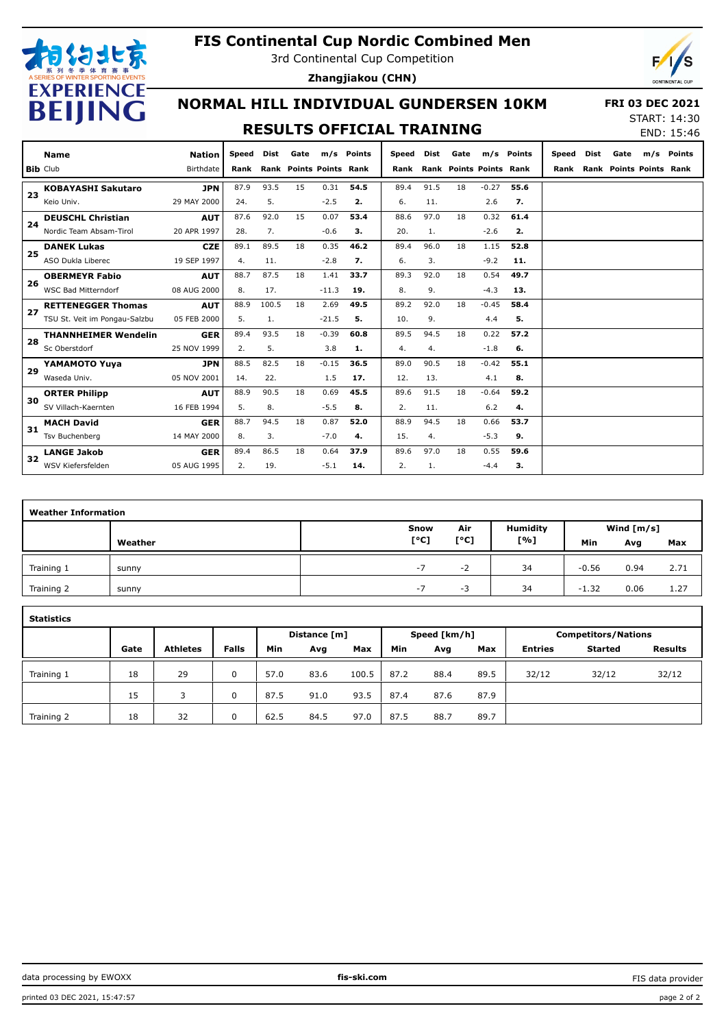# FIS Continental Cup Nordic Combined Men

3rd Continental Cup Competition

**Zhangjiakou (CHN)**

## NORMAL HILL INDIVIDUAL GUNDERSEN 10KM

## RESULTS OFFICIAL TRAINING

**FRI 03 DEC 2021**

START: 14:30

END: 15:46

| Bib | Name / Club | Nation / Birthdate | Speed / Rank | Dist / Rank | Gate / Points | m/s / Points | Points / Rank | Speed / Rank | Dist / Rank | Gate / Points | m/s / Points | Points / Rank | Speed / Rank | Dist / Rank | Gate / Points | m/s / Points | Points / Rank |
|---|---|---|---|---|---|---|---|---|---|---|---|---|---|---|---|---|---|
| 23 | **KOBAYASHI Sakutaro** | **JPN** | 87.9 | 93.5 | 15 | 0.31 | **54.5** | 89.4 | 91.5 | 18 | -0.27 | **55.6** | | | | | |
| | Keio Univ. | 29 MAY 2000 | 24. | 5. | | -2.5 | **2.** | 6. | 11. | | 2.6 | **7.** | | | | | |
| 24 | **DEUSCHL Christian** | **AUT** | 87.6 | 92.0 | 15 | 0.07 | **53.4** | 88.6 | 97.0 | 18 | 0.32 | **61.4** | | | | | |
| | Nordic Team Absam-Tirol | 20 APR 1997 | 28. | 7. | | -0.6 | **3.** | 20. | 1. | | -2.6 | **2.** | | | | | |
| 25 | **DANEK Lukas** | **CZE** | 89.1 | 89.5 | 18 | 0.35 | **46.2** | 89.4 | 96.0 | 18 | 1.15 | **52.8** | | | | | |
| | ASO Dukla Liberec | 19 SEP 1997 | 4. | 11. | | -2.8 | **7.** | 6. | 3. | | -9.2 | **11.** | | | | | |
| 26 | **OBERMEYR Fabio** | **AUT** | 88.7 | 87.5 | 18 | 1.41 | **33.7** | 89.3 | 92.0 | 18 | 0.54 | **49.7** | | | | | |
| | WSC Bad Mitterndorf | 08 AUG 2000 | 8. | 17. | | -11.3 | **19.** | 8. | 9. | | -4.3 | **13.** | | | | | |
| 27 | **RETTENEGGER Thomas** | **AUT** | 88.9 | 100.5 | 18 | 2.69 | **49.5** | 89.2 | 92.0 | 18 | -0.45 | **58.4** | | | | | |
| | TSU St. Veit im Pongau-Salzbu | 05 FEB 2000 | 5. | 1. | | -21.5 | **5.** | 10. | 9. | | 4.4 | **5.** | | | | | |
| 28 | **THANNHEIMER Wendelin** | **GER** | 89.4 | 93.5 | 18 | -0.39 | **60.8** | 89.5 | 94.5 | 18 | 0.22 | **57.2** | | | | | |
| | Sc Oberstdorf | 25 NOV 1999 | 2. | 5. | | 3.8 | **1.** | 4. | 4. | | -1.8 | **6.** | | | | | |
| 29 | **YAMAMOTO Yuya** | **JPN** | 88.5 | 82.5 | 18 | -0.15 | **36.5** | 89.0 | 90.5 | 18 | -0.42 | **55.1** | | | | | |
| | Waseda Univ. | 05 NOV 2001 | 14. | 22. | | 1.5 | **17.** | 12. | 13. | | 4.1 | **8.** | | | | | |
| 30 | **ORTER Philipp** | **AUT** | 88.9 | 90.5 | 18 | 0.69 | **45.5** | 89.6 | 91.5 | 18 | -0.64 | **59.2** | | | | | |
| | SV Villach-Kaernten | 16 FEB 1994 | 5. | 8. | | -5.5 | **8.** | 2. | 11. | | 6.2 | **4.** | | | | | |
| 31 | **MACH David** | **GER** | 88.7 | 94.5 | 18 | 0.87 | **52.0** | 88.9 | 94.5 | 18 | 0.66 | **53.7** | | | | | |
| | Tsv Buchenberg | 14 MAY 2000 | 8. | 3. | | -7.0 | **4.** | 15. | 4. | | -5.3 | **9.** | | | | | |
| 32 | **LANGE Jakob** | **GER** | 89.4 | 86.5 | 18 | 0.64 | **37.9** | 89.6 | 97.0 | 18 | 0.55 | **59.6** | | | | | |
| | WSV Kiefersfelden | 05 AUG 1995 | 2. | 19. | | -5.1 | **14.** | 2. | 1. | | -4.4 | **3.** | | | | | |

### Weather Information

| | Weather | Snow [°C] | Air [°C] | Humidity [%] | Wind [m/s] Min | Avg | Max |
|---|---|---|---|---|---|---|---|
| Training 1 | sunny | -7 | -2 | 34 | -0.56 | 0.94 | 2.71 |
| Training 2 | sunny | -7 | -3 | 34 | -1.32 | 0.06 | 1.27 |

### Statistics

| | Gate | Athletes | Falls | Distance [m] Min | Avg | Max | Speed [km/h] Min | Avg | Max | Competitors/Nations Entries | Started | Results |
|---|---|---|---|---|---|---|---|---|---|---|---|---|
| Training 1 | 18 | 29 | 0 | 57.0 | 83.6 | 100.5 | 87.2 | 88.4 | 89.5 | 32/12 | 32/12 | 32/12 |
| | 15 | 3 | 0 | 87.5 | 91.0 | 93.5 | 87.4 | 87.6 | 87.9 | | | |
| Training 2 | 18 | 32 | 0 | 62.5 | 84.5 | 97.0 | 87.5 | 88.7 | 89.7 | | | |

data processing by EWOXX　　**fis-ski.com**　　FIS data provider

printed 03 DEC 2021, 15:47:57